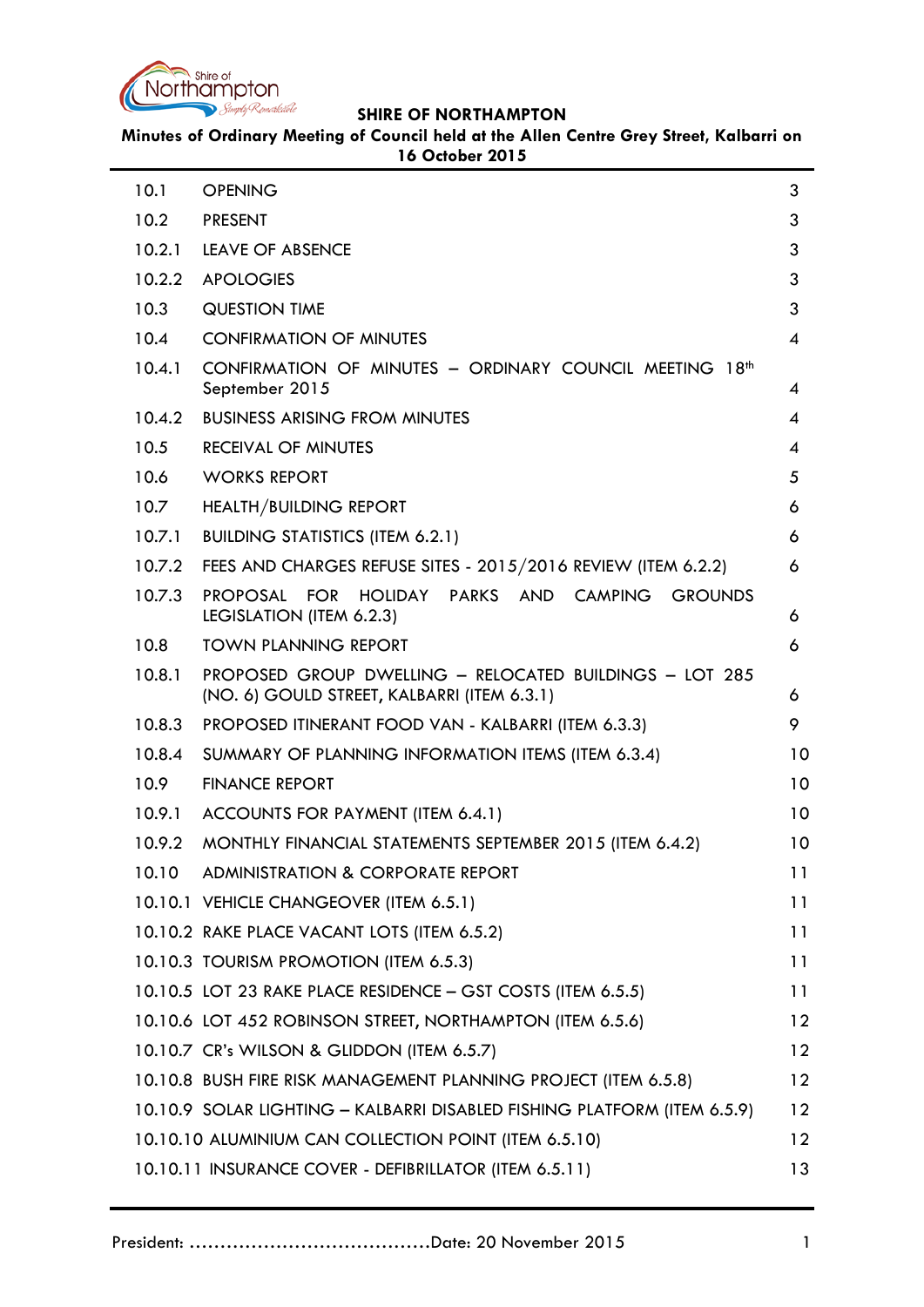# SHIRE OF NORTHAMPTON

**Minutes of Ordinary Meeting of Council held at the Allen Centre Grey Street, Kalbarri on 16 October 2015**

| | | |
|---|---|---|
| 10.1 | OPENING | 3 |
| 10.2 | PRESENT | 3 |
| 10.2.1 | LEAVE OF ABSENCE | 3 |
| 10.2.2 | APOLOGIES | 3 |
| 10.3 | QUESTION TIME | 3 |
| 10.4 | CONFIRMATION OF MINUTES | 4 |
| 10.4.1 | CONFIRMATION OF MINUTES – ORDINARY COUNCIL MEETING 18th September 2015 | 4 |
| 10.4.2 | BUSINESS ARISING FROM MINUTES | 4 |
| 10.5 | RECEIVAL OF MINUTES | 4 |
| 10.6 | WORKS REPORT | 5 |
| 10.7 | HEALTH/BUILDING REPORT | 6 |
| 10.7.1 | BUILDING STATISTICS (ITEM 6.2.1) | 6 |
| 10.7.2 | FEES AND CHARGES REFUSE SITES - 2015/2016 REVIEW (ITEM 6.2.2) | 6 |
| 10.7.3 | PROPOSAL FOR HOLIDAY PARKS AND CAMPING GROUNDS LEGISLATION (ITEM 6.2.3) | 6 |
| 10.8 | TOWN PLANNING REPORT | 6 |
| 10.8.1 | PROPOSED GROUP DWELLING – RELOCATED BUILDINGS – LOT 285 (NO. 6) GOULD STREET, KALBARRI (ITEM 6.3.1) | 6 |
| 10.8.3 | PROPOSED ITINERANT FOOD VAN - KALBARRI (ITEM 6.3.3) | 9 |
| 10.8.4 | SUMMARY OF PLANNING INFORMATION ITEMS (ITEM 6.3.4) | 10 |
| 10.9 | FINANCE REPORT | 10 |
| 10.9.1 | ACCOUNTS FOR PAYMENT (ITEM 6.4.1) | 10 |
| 10.9.2 | MONTHLY FINANCIAL STATEMENTS SEPTEMBER 2015 (ITEM 6.4.2) | 10 |
| 10.10 | ADMINISTRATION & CORPORATE REPORT | 11 |
| 10.10.1 | VEHICLE CHANGEOVER (ITEM 6.5.1) | 11 |
| 10.10.2 | RAKE PLACE VACANT LOTS (ITEM 6.5.2) | 11 |
| 10.10.3 | TOURISM PROMOTION (ITEM 6.5.3) | 11 |
| 10.10.5 | LOT 23 RAKE PLACE RESIDENCE – GST COSTS (ITEM 6.5.5) | 11 |
| 10.10.6 | LOT 452 ROBINSON STREET, NORTHAMPTON (ITEM 6.5.6) | 12 |
| 10.10.7 | CR's WILSON & GLIDDON (ITEM 6.5.7) | 12 |
| 10.10.8 | BUSH FIRE RISK MANAGEMENT PLANNING PROJECT (ITEM 6.5.8) | 12 |
| 10.10.9 | SOLAR LIGHTING – KALBARRI DISABLED FISHING PLATFORM (ITEM 6.5.9) | 12 |
| 10.10.10 | ALUMINIUM CAN COLLECTION POINT (ITEM 6.5.10) | 12 |
| 10.10.11 | INSURANCE COVER - DEFIBRILLATOR (ITEM 6.5.11) | 13 |

President: ……………………………………Date: 20 November 2015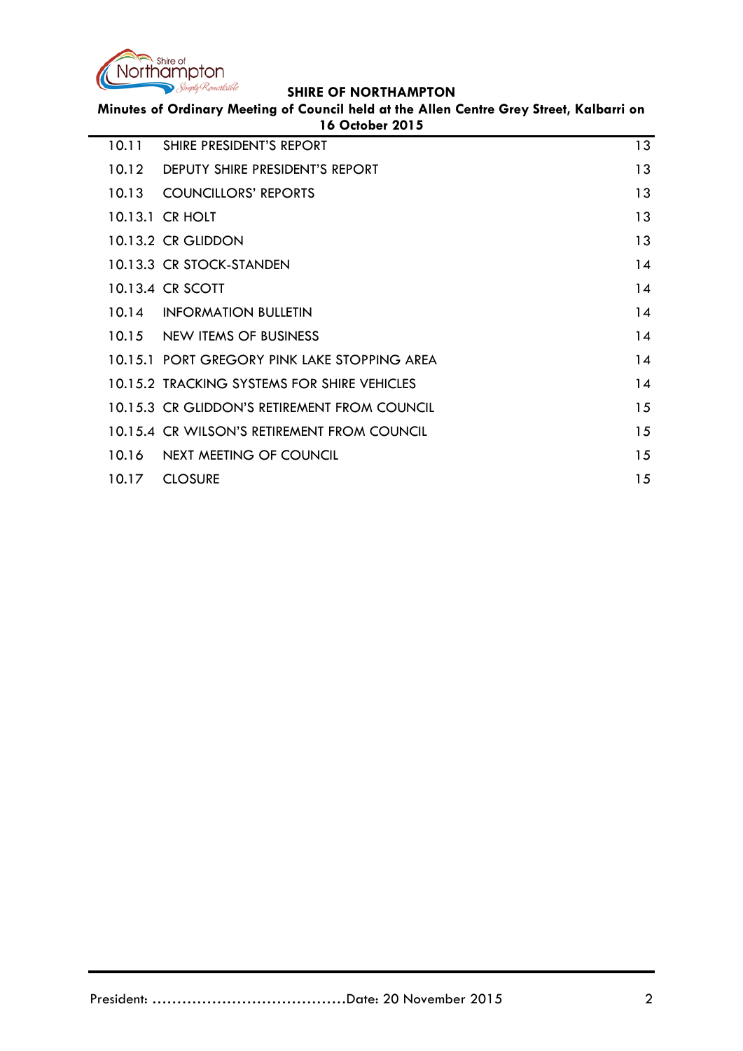| | | |
|---|---|---|
| 10.11 | SHIRE PRESIDENT'S REPORT | 13 |
| 10.12 | DEPUTY SHIRE PRESIDENT'S REPORT | 13 |
| 10.13 | COUNCILLORS' REPORTS | 13 |
| 10.13.1 | CR HOLT | 13 |
| 10.13.2 | CR GLIDDON | 13 |
| 10.13.3 | CR STOCK-STANDEN | 14 |
| 10.13.4 | CR SCOTT | 14 |
| 10.14 | INFORMATION BULLETIN | 14 |
| 10.15 | NEW ITEMS OF BUSINESS | 14 |
| 10.15.1 | PORT GREGORY PINK LAKE STOPPING AREA | 14 |
| 10.15.2 | TRACKING SYSTEMS FOR SHIRE VEHICLES | 14 |
| 10.15.3 | CR GLIDDON'S RETIREMENT FROM COUNCIL | 15 |
| 10.15.4 | CR WILSON'S RETIREMENT FROM COUNCIL | 15 |
| 10.16 | NEXT MEETING OF COUNCIL | 15 |
| 10.17 | CLOSURE | 15 |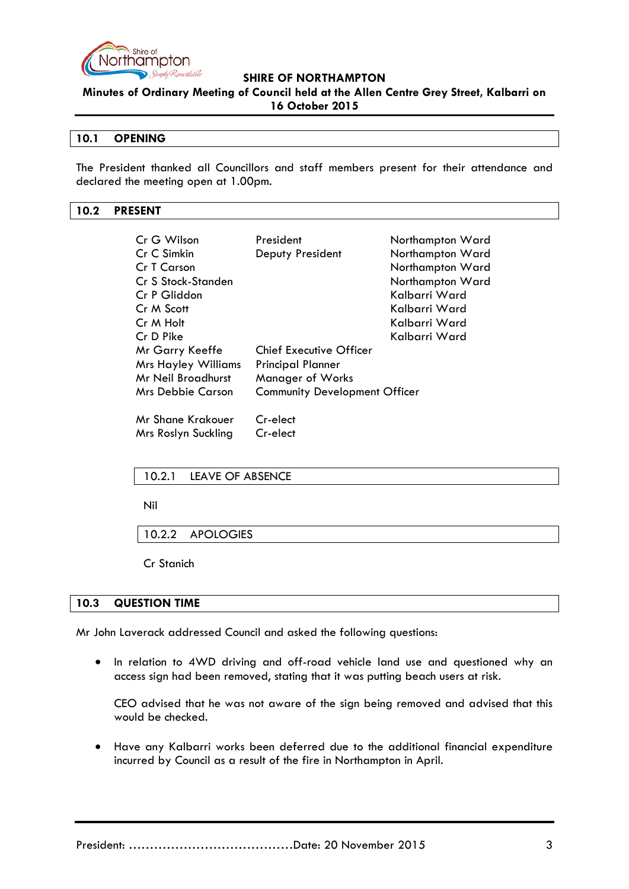## 10.1 OPENING

The President thanked all Councillors and staff members present for their attendance and declared the meeting open at 1.00pm.

## 10.2 PRESENT

| | | |
|---|---|---|
| Cr G Wilson | President | Northampton Ward |
| Cr C Simkin | Deputy President | Northampton Ward |
| Cr T Carson | | Northampton Ward |
| Cr S Stock-Standen | | Northampton Ward |
| Cr P Gliddon | | Kalbarri Ward |
| Cr M Scott | | Kalbarri Ward |
| Cr M Holt | | Kalbarri Ward |
| Cr D Pike | | Kalbarri Ward |
| Mr Garry Keeffe | Chief Executive Officer | |
| Mrs Hayley Williams | Principal Planner | |
| Mr Neil Broadhurst | Manager of Works | |
| Mrs Debbie Carson | Community Development Officer | |
| Mr Shane Krakouer | Cr-elect | |
| Mrs Roslyn Suckling | Cr-elect | |

### 10.2.1 LEAVE OF ABSENCE

Nil

### 10.2.2 APOLOGIES

Cr Stanich

## 10.3 QUESTION TIME

Mr John Laverack addressed Council and asked the following questions:

- In relation to 4WD driving and off-road vehicle land use and questioned why an access sign had been removed, stating that it was putting beach users at risk.

  CEO advised that he was not aware of the sign being removed and advised that this would be checked.

- Have any Kalbarri works been deferred due to the additional financial expenditure incurred by Council as a result of the fire in Northampton in April.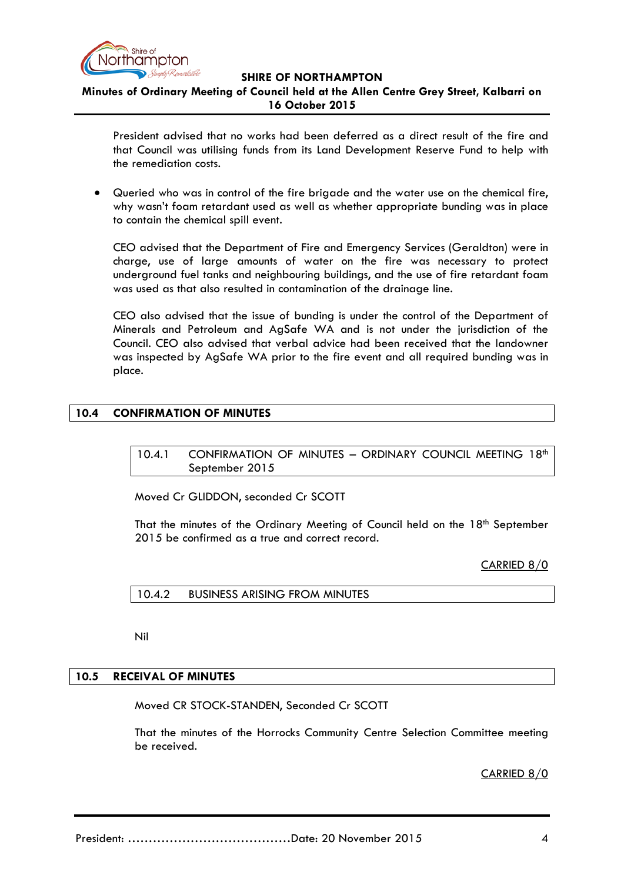President advised that no works had been deferred as a direct result of the fire and that Council was utilising funds from its Land Development Reserve Fund to help with the remediation costs.

- Queried who was in control of the fire brigade and the water use on the chemical fire, why wasn't foam retardant used as well as whether appropriate bunding was in place to contain the chemical spill event.

  CEO advised that the Department of Fire and Emergency Services (Geraldton) were in charge, use of large amounts of water on the fire was necessary to protect underground fuel tanks and neighbouring buildings, and the use of fire retardant foam was used as that also resulted in contamination of the drainage line.

  CEO also advised that the issue of bunding is under the control of the Department of Minerals and Petroleum and AgSafe WA and is not under the jurisdiction of the Council. CEO also advised that verbal advice had been received that the landowner was inspected by AgSafe WA prior to the fire event and all required bunding was in place.

## 10.4 CONFIRMATION OF MINUTES

### 10.4.1 CONFIRMATION OF MINUTES – ORDINARY COUNCIL MEETING 18th September 2015

Moved Cr GLIDDON, seconded Cr SCOTT

That the minutes of the Ordinary Meeting of Council held on the 18th September 2015 be confirmed as a true and correct record.

CARRIED 8/0

### 10.4.2 BUSINESS ARISING FROM MINUTES

Nil

## 10.5 RECEIVAL OF MINUTES

Moved CR STOCK-STANDEN, Seconded Cr SCOTT

That the minutes of the Horrocks Community Centre Selection Committee meeting be received.

CARRIED 8/0

President: ......................................Date: 20 November 2015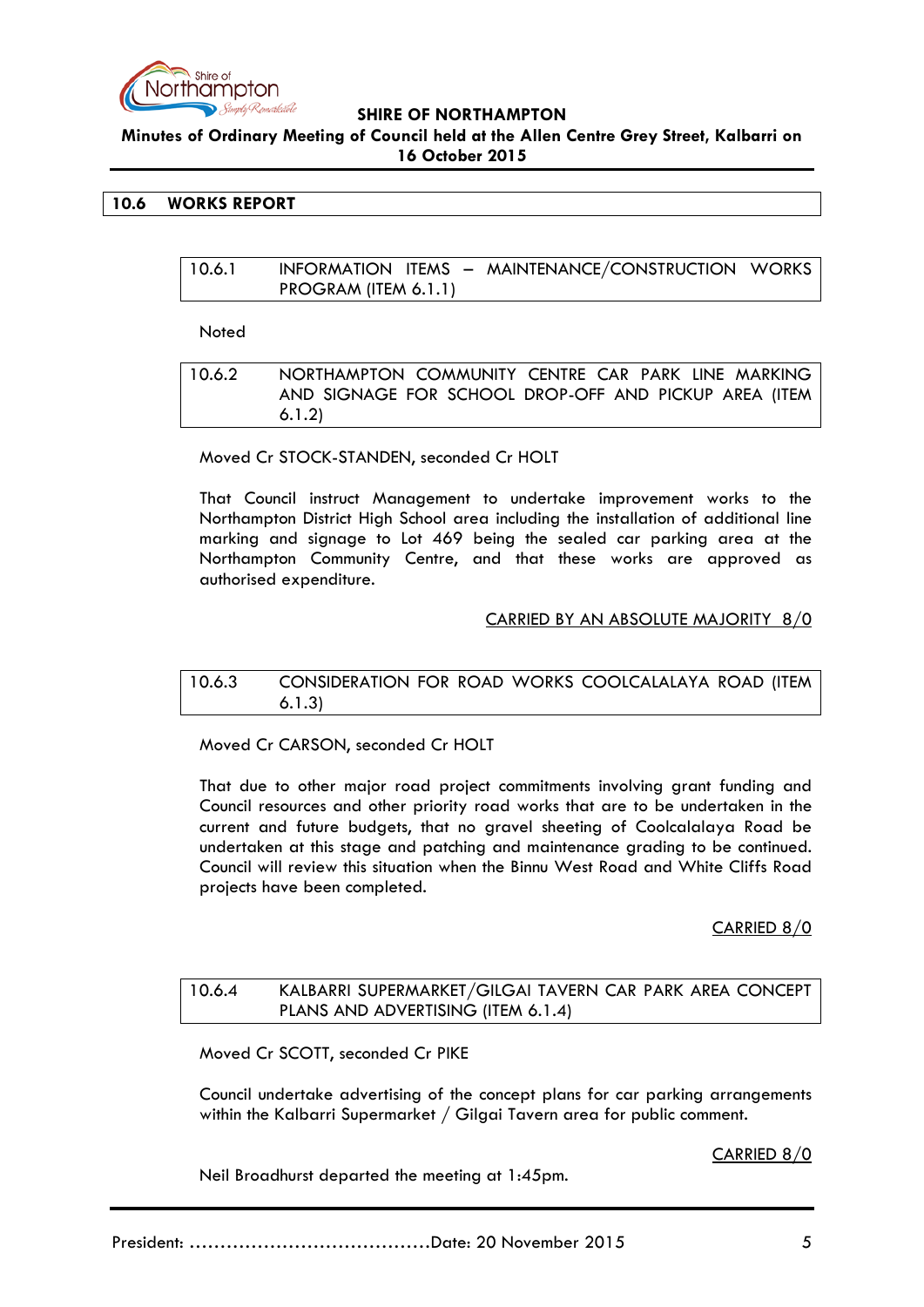## 10.6 WORKS REPORT

### 10.6.1 INFORMATION ITEMS – MAINTENANCE/CONSTRUCTION WORKS PROGRAM (ITEM 6.1.1)

Noted

### 10.6.2 NORTHAMPTON COMMUNITY CENTRE CAR PARK LINE MARKING AND SIGNAGE FOR SCHOOL DROP-OFF AND PICKUP AREA (ITEM 6.1.2)

Moved Cr STOCK-STANDEN, seconded Cr HOLT

That Council instruct Management to undertake improvement works to the Northampton District High School area including the installation of additional line marking and signage to Lot 469 being the sealed car parking area at the Northampton Community Centre, and that these works are approved as authorised expenditure.

CARRIED BY AN ABSOLUTE MAJORITY 8/0

### 10.6.3 CONSIDERATION FOR ROAD WORKS COOLCALALAYA ROAD (ITEM 6.1.3)

Moved Cr CARSON, seconded Cr HOLT

That due to other major road project commitments involving grant funding and Council resources and other priority road works that are to be undertaken in the current and future budgets, that no gravel sheeting of Coolcalalaya Road be undertaken at this stage and patching and maintenance grading to be continued. Council will review this situation when the Binnu West Road and White Cliffs Road projects have been completed.

CARRIED 8/0

### 10.6.4 KALBARRI SUPERMARKET/GILGAI TAVERN CAR PARK AREA CONCEPT PLANS AND ADVERTISING (ITEM 6.1.4)

Moved Cr SCOTT, seconded Cr PIKE

Council undertake advertising of the concept plans for car parking arrangements within the Kalbarri Supermarket / Gilgai Tavern area for public comment.

CARRIED 8/0

Neil Broadhurst departed the meeting at 1:45pm.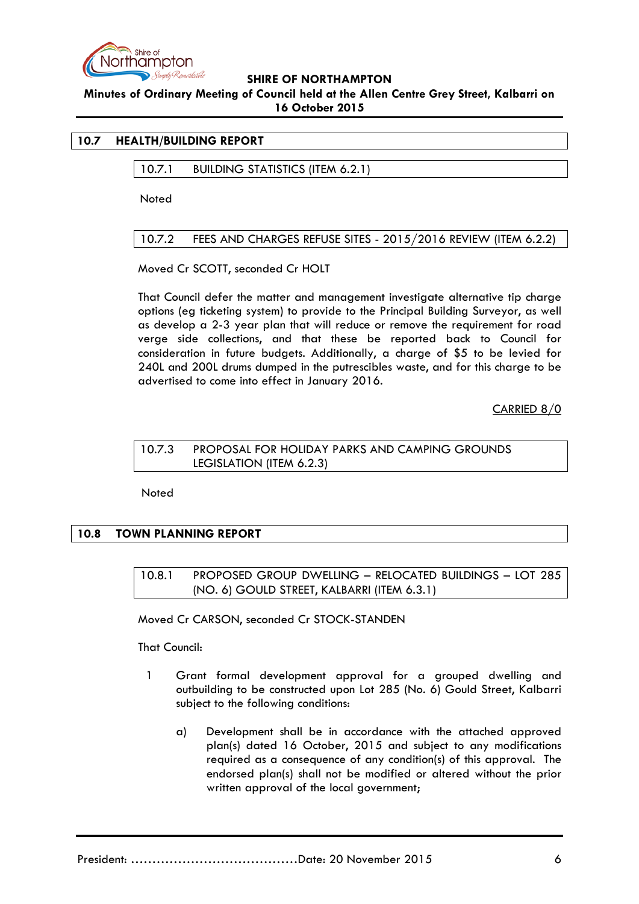## 10.7 HEALTH/BUILDING REPORT

### 10.7.1 BUILDING STATISTICS (ITEM 6.2.1)

Noted

### 10.7.2 FEES AND CHARGES REFUSE SITES - 2015/2016 REVIEW (ITEM 6.2.2)

Moved Cr SCOTT, seconded Cr HOLT

That Council defer the matter and management investigate alternative tip charge options (eg ticketing system) to provide to the Principal Building Surveyor, as well as develop a 2-3 year plan that will reduce or remove the requirement for road verge side collections, and that these be reported back to Council for consideration in future budgets. Additionally, a charge of $5 to be levied for 240L and 200L drums dumped in the putrescibles waste, and for this charge to be advertised to come into effect in January 2016.

CARRIED 8/0

### 10.7.3 PROPOSAL FOR HOLIDAY PARKS AND CAMPING GROUNDS LEGISLATION (ITEM 6.2.3)

Noted

## 10.8 TOWN PLANNING REPORT

### 10.8.1 PROPOSED GROUP DWELLING – RELOCATED BUILDINGS – LOT 285 (NO. 6) GOULD STREET, KALBARRI (ITEM 6.3.1)

Moved Cr CARSON, seconded Cr STOCK-STANDEN

That Council:

1 Grant formal development approval for a grouped dwelling and outbuilding to be constructed upon Lot 285 (No. 6) Gould Street, Kalbarri subject to the following conditions:

   a) Development shall be in accordance with the attached approved plan(s) dated 16 October, 2015 and subject to any modifications required as a consequence of any condition(s) of this approval. The endorsed plan(s) shall not be modified or altered without the prior written approval of the local government;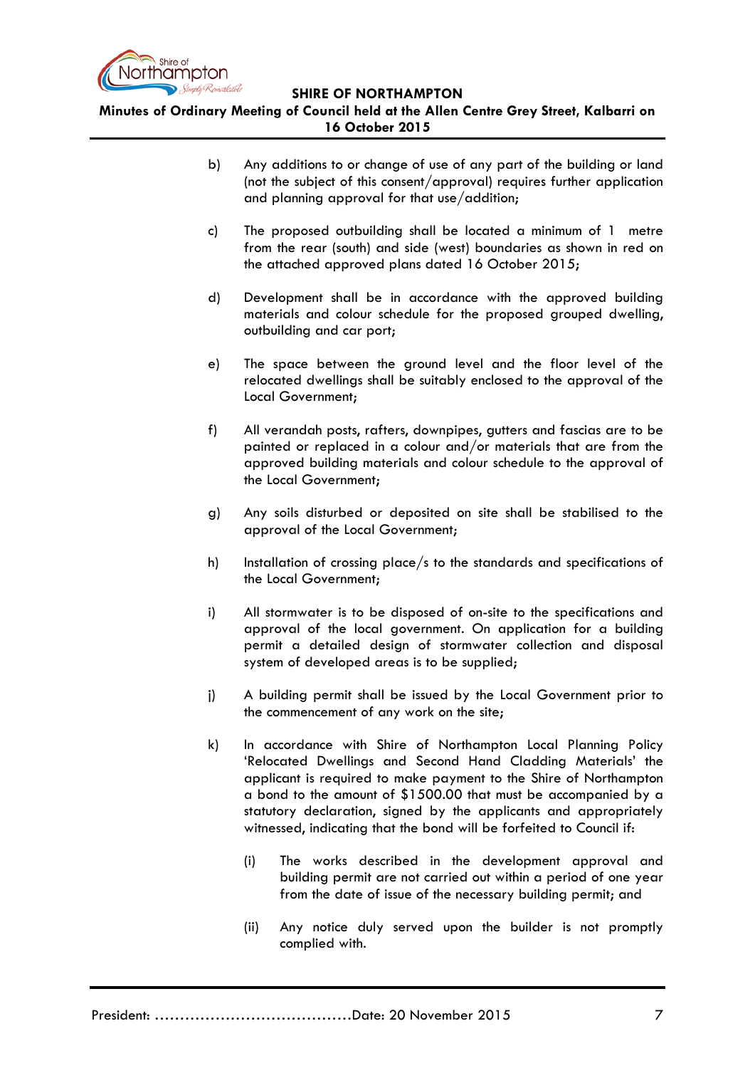b) Any additions to or change of use of any part of the building or land (not the subject of this consent/approval) requires further application and planning approval for that use/addition;

c) The proposed outbuilding shall be located a minimum of 1 metre from the rear (south) and side (west) boundaries as shown in red on the attached approved plans dated 16 October 2015;

d) Development shall be in accordance with the approved building materials and colour schedule for the proposed grouped dwelling, outbuilding and car port;

e) The space between the ground level and the floor level of the relocated dwellings shall be suitably enclosed to the approval of the Local Government;

f) All verandah posts, rafters, downpipes, gutters and fascias are to be painted or replaced in a colour and/or materials that are from the approved building materials and colour schedule to the approval of the Local Government;

g) Any soils disturbed or deposited on site shall be stabilised to the approval of the Local Government;

h) Installation of crossing place/s to the standards and specifications of the Local Government;

i) All stormwater is to be disposed of on-site to the specifications and approval of the local government. On application for a building permit a detailed design of stormwater collection and disposal system of developed areas is to be supplied;

j) A building permit shall be issued by the Local Government prior to the commencement of any work on the site;

k) In accordance with Shire of Northampton Local Planning Policy 'Relocated Dwellings and Second Hand Cladding Materials' the applicant is required to make payment to the Shire of Northampton a bond to the amount of $1500.00 that must be accompanied by a statutory declaration, signed by the applicants and appropriately witnessed, indicating that the bond will be forfeited to Council if:

   (i) The works described in the development approval and building permit are not carried out within a period of one year from the date of issue of the necessary building permit; and

   (ii) Any notice duly served upon the builder is not promptly complied with.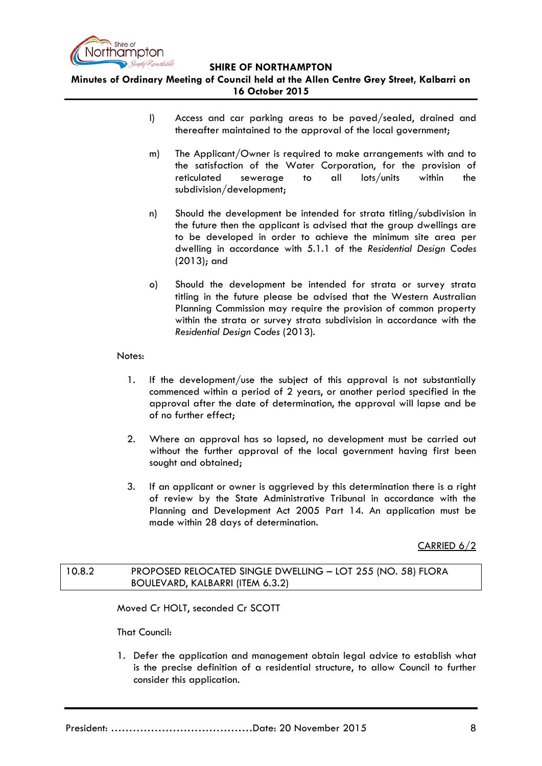l) Access and car parking areas to be paved/sealed, drained and thereafter maintained to the approval of the local government;

m) The Applicant/Owner is required to make arrangements with and to the satisfaction of the Water Corporation, for the provision of reticulated sewerage to all lots/units within the subdivision/development;

n) Should the development be intended for strata titling/subdivision in the future then the applicant is advised that the group dwellings are to be developed in order to achieve the minimum site area per dwelling in accordance with 5.1.1 of the *Residential Design Codes* (2013); and

o) Should the development be intended for strata or survey strata titling in the future please be advised that the Western Australian Planning Commission may require the provision of common property within the strata or survey strata subdivision in accordance with the *Residential Design Codes* (2013).

Notes:

1. If the development/use the subject of this approval is not substantially commenced within a period of 2 years, or another period specified in the approval after the date of determination, the approval will lapse and be of no further effect;

2. Where an approval has so lapsed, no development must be carried out without the further approval of the local government having first been sought and obtained;

3. If an applicant or owner is aggrieved by this determination there is a right of review by the State Administrative Tribunal in accordance with the Planning and Development Act 2005 Part 14. An application must be made within 28 days of determination.

CARRIED 6/2

## 10.8.2 PROPOSED RELOCATED SINGLE DWELLING – LOT 255 (NO. 58) FLORA BOULEVARD, KALBARRI (ITEM 6.3.2)

Moved Cr HOLT, seconded Cr SCOTT

That Council:

1. Defer the application and management obtain legal advice to establish what is the precise definition of a residential structure, to allow Council to further consider this application.

President: …………………………………Date: 20 November 2015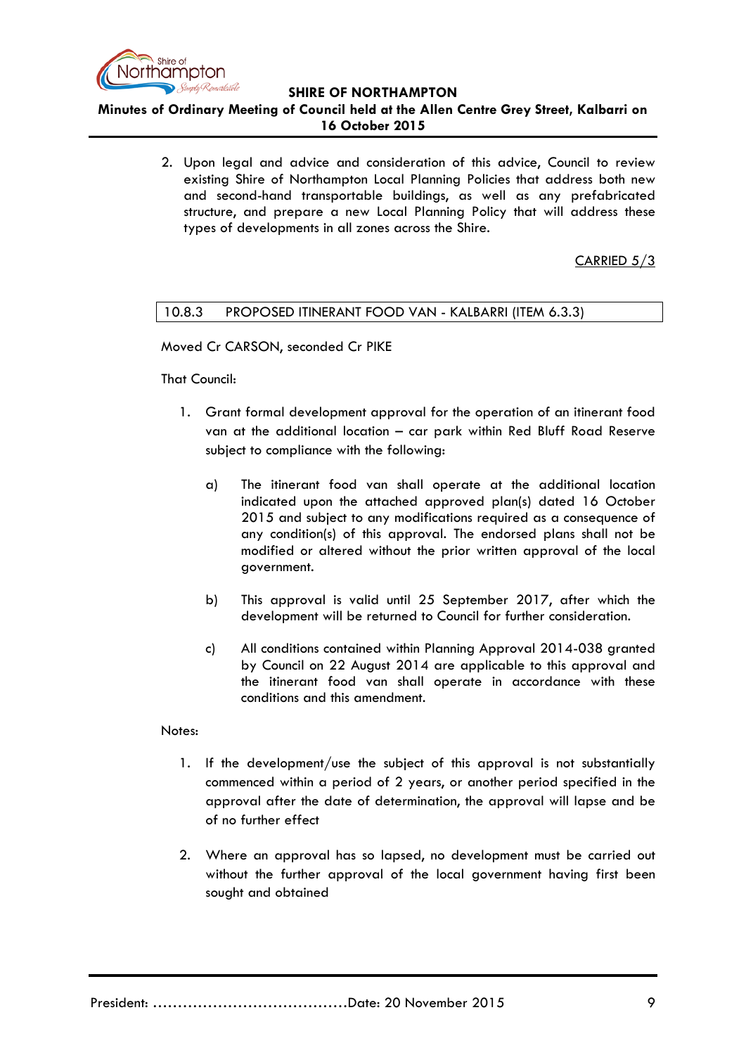2. Upon legal and advice and consideration of this advice, Council to review existing Shire of Northampton Local Planning Policies that address both new and second-hand transportable buildings, as well as any prefabricated structure, and prepare a new Local Planning Policy that will address these types of developments in all zones across the Shire.

CARRIED 5/3

## 10.8.3 PROPOSED ITINERANT FOOD VAN - KALBARRI (ITEM 6.3.3)

Moved Cr CARSON, seconded Cr PIKE

That Council:

1. Grant formal development approval for the operation of an itinerant food van at the additional location – car park within Red Bluff Road Reserve subject to compliance with the following:

   a) The itinerant food van shall operate at the additional location indicated upon the attached approved plan(s) dated 16 October 2015 and subject to any modifications required as a consequence of any condition(s) of this approval. The endorsed plans shall not be modified or altered without the prior written approval of the local government.

   b) This approval is valid until 25 September 2017, after which the development will be returned to Council for further consideration.

   c) All conditions contained within Planning Approval 2014-038 granted by Council on 22 August 2014 are applicable to this approval and the itinerant food van shall operate in accordance with these conditions and this amendment.

Notes:

1. If the development/use the subject of this approval is not substantially commenced within a period of 2 years, or another period specified in the approval after the date of determination, the approval will lapse and be of no further effect

2. Where an approval has so lapsed, no development must be carried out without the further approval of the local government having first been sought and obtained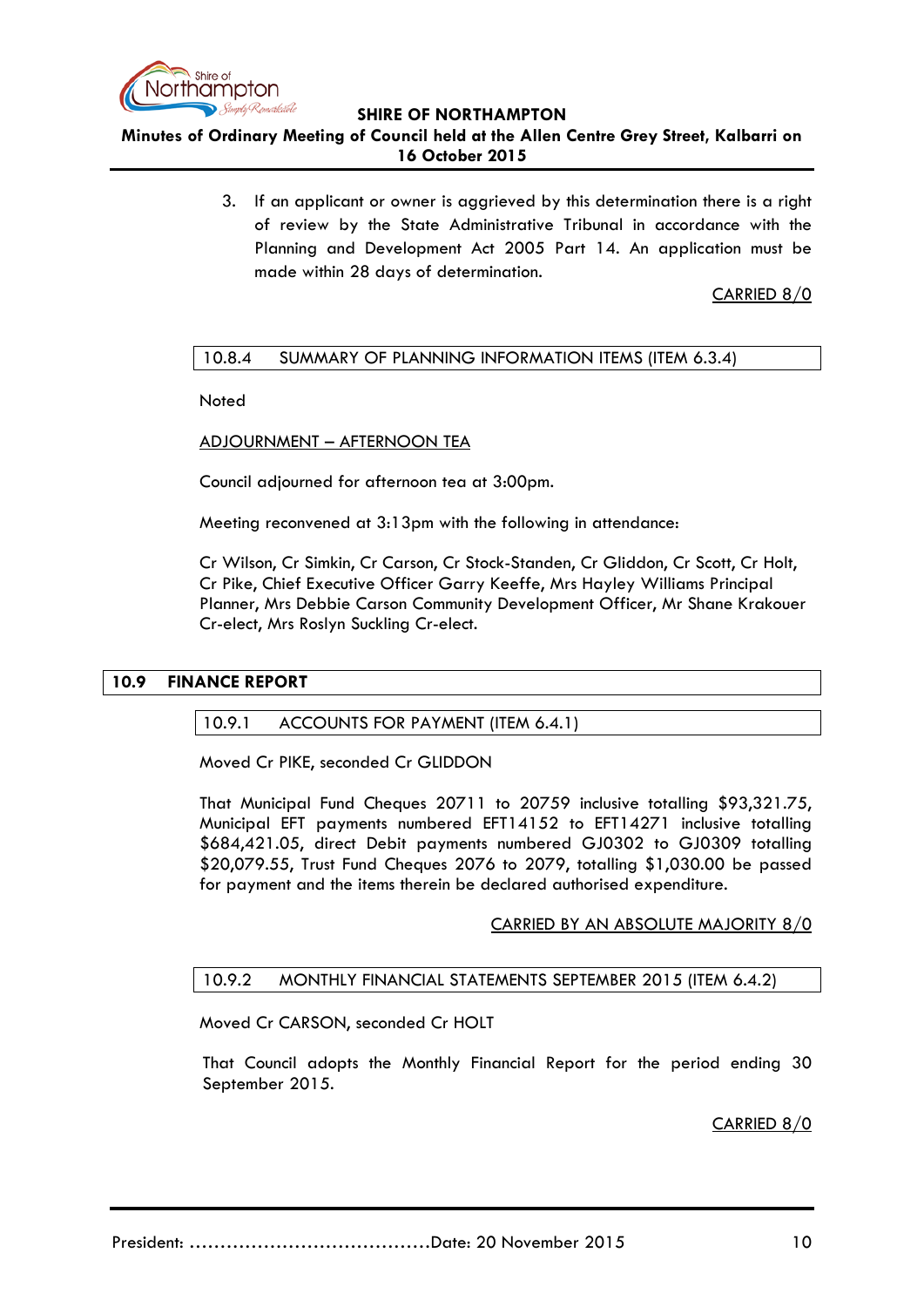3. If an applicant or owner is aggrieved by this determination there is a right of review by the State Administrative Tribunal in accordance with the Planning and Development Act 2005 Part 14. An application must be made within 28 days of determination.

CARRIED 8/0

### 10.8.4 SUMMARY OF PLANNING INFORMATION ITEMS (ITEM 6.3.4)

Noted

ADJOURNMENT – AFTERNOON TEA

Council adjourned for afternoon tea at 3:00pm.

Meeting reconvened at 3:13pm with the following in attendance:

Cr Wilson, Cr Simkin, Cr Carson, Cr Stock-Standen, Cr Gliddon, Cr Scott, Cr Holt, Cr Pike, Chief Executive Officer Garry Keeffe, Mrs Hayley Williams Principal Planner, Mrs Debbie Carson Community Development Officer, Mr Shane Krakouer Cr-elect, Mrs Roslyn Suckling Cr-elect.

## 10.9 FINANCE REPORT

### 10.9.1 ACCOUNTS FOR PAYMENT (ITEM 6.4.1)

Moved Cr PIKE, seconded Cr GLIDDON

That Municipal Fund Cheques 20711 to 20759 inclusive totalling $93,321.75, Municipal EFT payments numbered EFT14152 to EFT14271 inclusive totalling $684,421.05, direct Debit payments numbered GJ0302 to GJ0309 totalling $20,079.55, Trust Fund Cheques 2076 to 2079, totalling $1,030.00 be passed for payment and the items therein be declared authorised expenditure.

CARRIED BY AN ABSOLUTE MAJORITY 8/0

### 10.9.2 MONTHLY FINANCIAL STATEMENTS SEPTEMBER 2015 (ITEM 6.4.2)

Moved Cr CARSON, seconded Cr HOLT

That Council adopts the Monthly Financial Report for the period ending 30 September 2015.

CARRIED 8/0

President: ……………………………………Date: 20 November 2015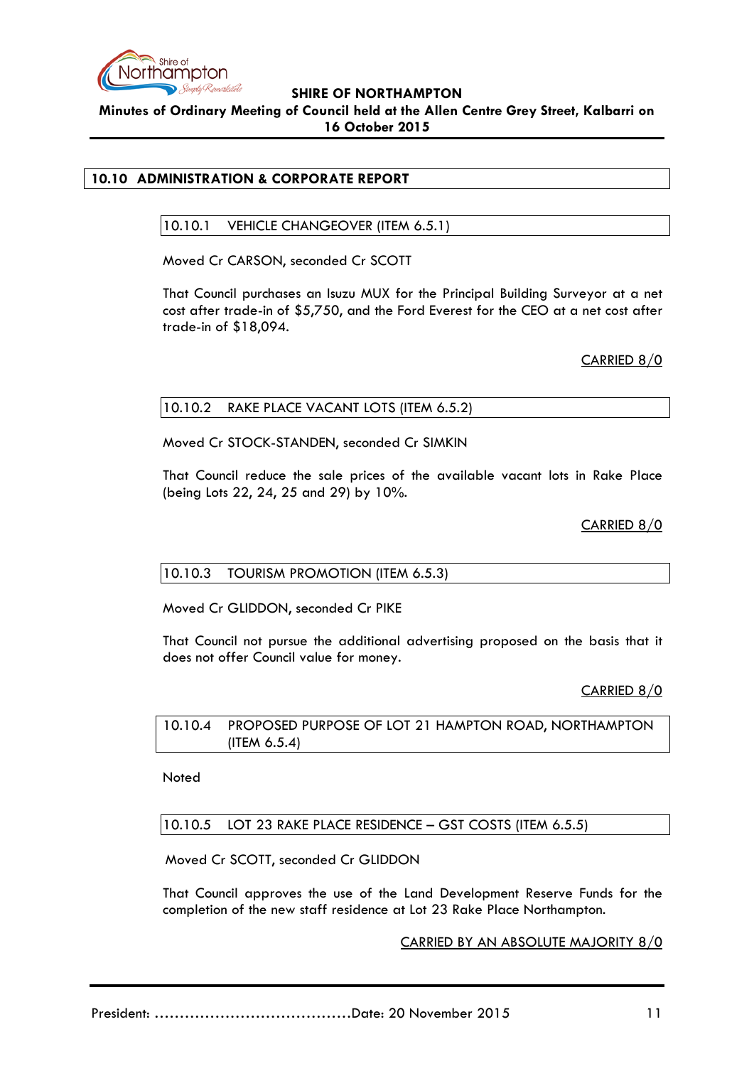## 10.10 ADMINISTRATION & CORPORATE REPORT

### 10.10.1 VEHICLE CHANGEOVER (ITEM 6.5.1)

Moved Cr CARSON, seconded Cr SCOTT

That Council purchases an Isuzu MUX for the Principal Building Surveyor at a net cost after trade-in of $5,750, and the Ford Everest for the CEO at a net cost after trade-in of $18,094.

CARRIED 8/0

### 10.10.2 RAKE PLACE VACANT LOTS (ITEM 6.5.2)

Moved Cr STOCK-STANDEN, seconded Cr SIMKIN

That Council reduce the sale prices of the available vacant lots in Rake Place (being Lots 22, 24, 25 and 29) by 10%.

CARRIED 8/0

### 10.10.3 TOURISM PROMOTION (ITEM 6.5.3)

Moved Cr GLIDDON, seconded Cr PIKE

That Council not pursue the additional advertising proposed on the basis that it does not offer Council value for money.

CARRIED 8/0

### 10.10.4 PROPOSED PURPOSE OF LOT 21 HAMPTON ROAD, NORTHAMPTON (ITEM 6.5.4)

Noted

### 10.10.5 LOT 23 RAKE PLACE RESIDENCE – GST COSTS (ITEM 6.5.5)

Moved Cr SCOTT, seconded Cr GLIDDON

That Council approves the use of the Land Development Reserve Funds for the completion of the new staff residence at Lot 23 Rake Place Northampton.

CARRIED BY AN ABSOLUTE MAJORITY 8/0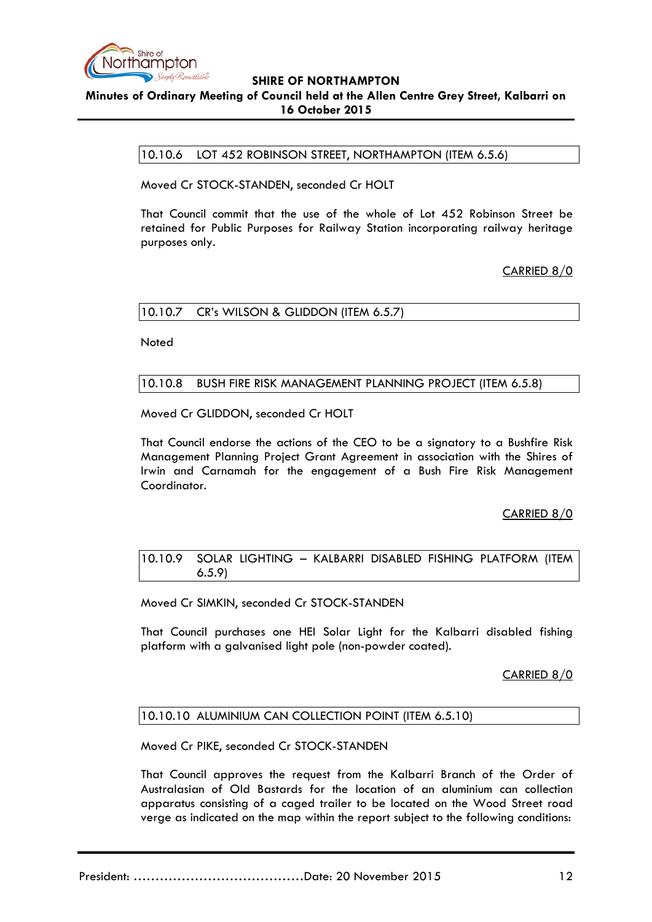### 10.10.6 LOT 452 ROBINSON STREET, NORTHAMPTON (ITEM 6.5.6)

Moved Cr STOCK-STANDEN, seconded Cr HOLT

That Council commit that the use of the whole of Lot 452 Robinson Street be retained for Public Purposes for Railway Station incorporating railway heritage purposes only.

CARRIED 8/0

### 10.10.7 CR's WILSON & GLIDDON (ITEM 6.5.7)

Noted

### 10.10.8 BUSH FIRE RISK MANAGEMENT PLANNING PROJECT (ITEM 6.5.8)

Moved Cr GLIDDON, seconded Cr HOLT

That Council endorse the actions of the CEO to be a signatory to a Bushfire Risk Management Planning Project Grant Agreement in association with the Shires of Irwin and Carnamah for the engagement of a Bush Fire Risk Management Coordinator.

CARRIED 8/0

### 10.10.9 SOLAR LIGHTING – KALBARRI DISABLED FISHING PLATFORM (ITEM 6.5.9)

Moved Cr SIMKIN, seconded Cr STOCK-STANDEN

That Council purchases one HEI Solar Light for the Kalbarri disabled fishing platform with a galvanised light pole (non-powder coated).

CARRIED 8/0

### 10.10.10 ALUMINIUM CAN COLLECTION POINT (ITEM 6.5.10)

Moved Cr PIKE, seconded Cr STOCK-STANDEN

That Council approves the request from the Kalbarri Branch of the Order of Australasian of Old Bastards for the location of an aluminium can collection apparatus consisting of a caged trailer to be located on the Wood Street road verge as indicated on the map within the report subject to the following conditions: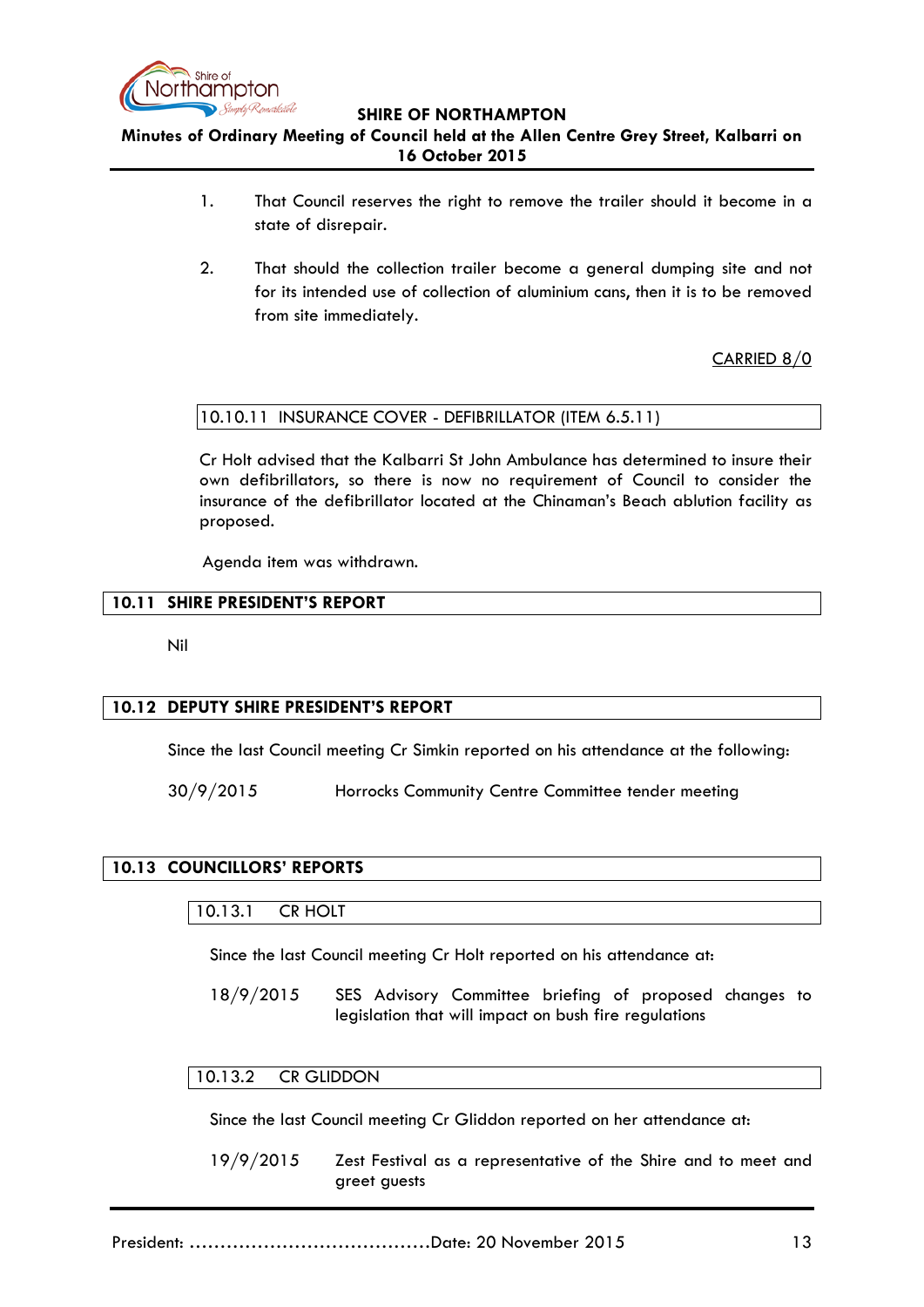1. That Council reserves the right to remove the trailer should it become in a state of disrepair.

2. That should the collection trailer become a general dumping site and not for its intended use of collection of aluminium cans, then it is to be removed from site immediately.

CARRIED 8/0

### 10.10.11 INSURANCE COVER - DEFIBRILLATOR (ITEM 6.5.11)

Cr Holt advised that the Kalbarri St John Ambulance has determined to insure their own defibrillators, so there is now no requirement of Council to consider the insurance of the defibrillator located at the Chinaman's Beach ablution facility as proposed.

Agenda item was withdrawn.

## 10.11 SHIRE PRESIDENT'S REPORT

Nil

## 10.12 DEPUTY SHIRE PRESIDENT'S REPORT

Since the last Council meeting Cr Simkin reported on his attendance at the following:

30/9/2015 Horrocks Community Centre Committee tender meeting

## 10.13 COUNCILLORS' REPORTS

### 10.13.1 CR HOLT

Since the last Council meeting Cr Holt reported on his attendance at:

18/9/2015 SES Advisory Committee briefing of proposed changes to legislation that will impact on bush fire regulations

### 10.13.2 CR GLIDDON

Since the last Council meeting Cr Gliddon reported on her attendance at:

19/9/2015 Zest Festival as a representative of the Shire and to meet and greet guests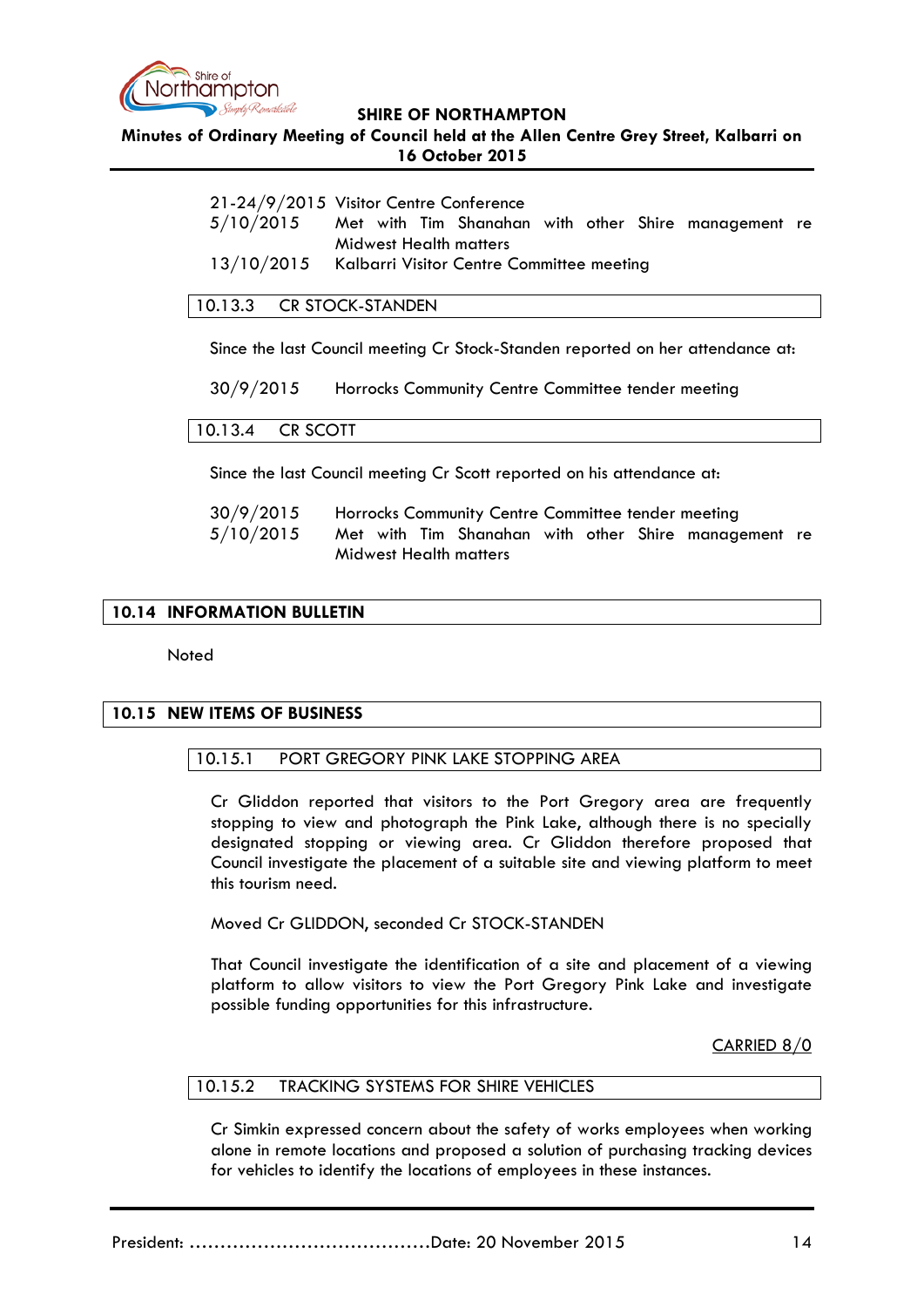21-24/9/2015 Visitor Centre Conference
5/10/2015 Met with Tim Shanahan with other Shire management re Midwest Health matters
13/10/2015 Kalbarri Visitor Centre Committee meeting

### 10.13.3 CR STOCK-STANDEN

Since the last Council meeting Cr Stock-Standen reported on her attendance at:

30/9/2015 Horrocks Community Centre Committee tender meeting

### 10.13.4 CR SCOTT

Since the last Council meeting Cr Scott reported on his attendance at:

30/9/2015 Horrocks Community Centre Committee tender meeting
5/10/2015 Met with Tim Shanahan with other Shire management re Midwest Health matters

## 10.14 INFORMATION BULLETIN

Noted

## 10.15 NEW ITEMS OF BUSINESS

### 10.15.1 PORT GREGORY PINK LAKE STOPPING AREA

Cr Gliddon reported that visitors to the Port Gregory area are frequently stopping to view and photograph the Pink Lake, although there is no specially designated stopping or viewing area. Cr Gliddon therefore proposed that Council investigate the placement of a suitable site and viewing platform to meet this tourism need.

Moved Cr GLIDDON, seconded Cr STOCK-STANDEN

That Council investigate the identification of a site and placement of a viewing platform to allow visitors to view the Port Gregory Pink Lake and investigate possible funding opportunities for this infrastructure.

CARRIED 8/0

### 10.15.2 TRACKING SYSTEMS FOR SHIRE VEHICLES

Cr Simkin expressed concern about the safety of works employees when working alone in remote locations and proposed a solution of purchasing tracking devices for vehicles to identify the locations of employees in these instances.

President: ………………………………… Date: 20 November 2015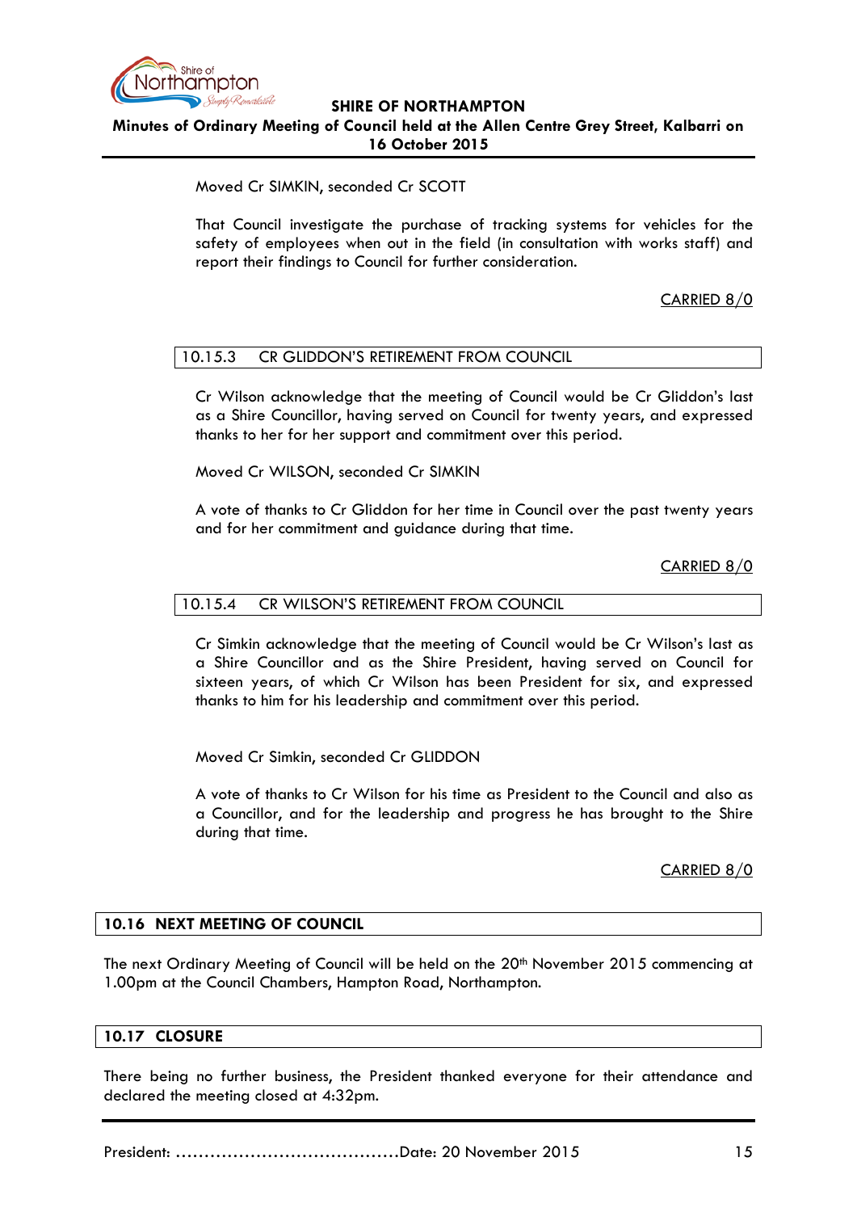Moved Cr SIMKIN, seconded Cr SCOTT

That Council investigate the purchase of tracking systems for vehicles for the safety of employees when out in the field (in consultation with works staff) and report their findings to Council for further consideration.

CARRIED 8/0

### 10.15.3 CR GLIDDON'S RETIREMENT FROM COUNCIL

Cr Wilson acknowledge that the meeting of Council would be Cr Gliddon's last as a Shire Councillor, having served on Council for twenty years, and expressed thanks to her for her support and commitment over this period.

Moved Cr WILSON, seconded Cr SIMKIN

A vote of thanks to Cr Gliddon for her time in Council over the past twenty years and for her commitment and guidance during that time.

CARRIED 8/0

### 10.15.4 CR WILSON'S RETIREMENT FROM COUNCIL

Cr Simkin acknowledge that the meeting of Council would be Cr Wilson's last as a Shire Councillor and as the Shire President, having served on Council for sixteen years, of which Cr Wilson has been President for six, and expressed thanks to him for his leadership and commitment over this period.

Moved Cr Simkin, seconded Cr GLIDDON

A vote of thanks to Cr Wilson for his time as President to the Council and also as a Councillor, and for the leadership and progress he has brought to the Shire during that time.

CARRIED 8/0

## 10.16 NEXT MEETING OF COUNCIL

The next Ordinary Meeting of Council will be held on the 20th November 2015 commencing at 1.00pm at the Council Chambers, Hampton Road, Northampton.

## 10.17 CLOSURE

There being no further business, the President thanked everyone for their attendance and declared the meeting closed at 4:32pm.

President: ......................................Date: 20 November 2015